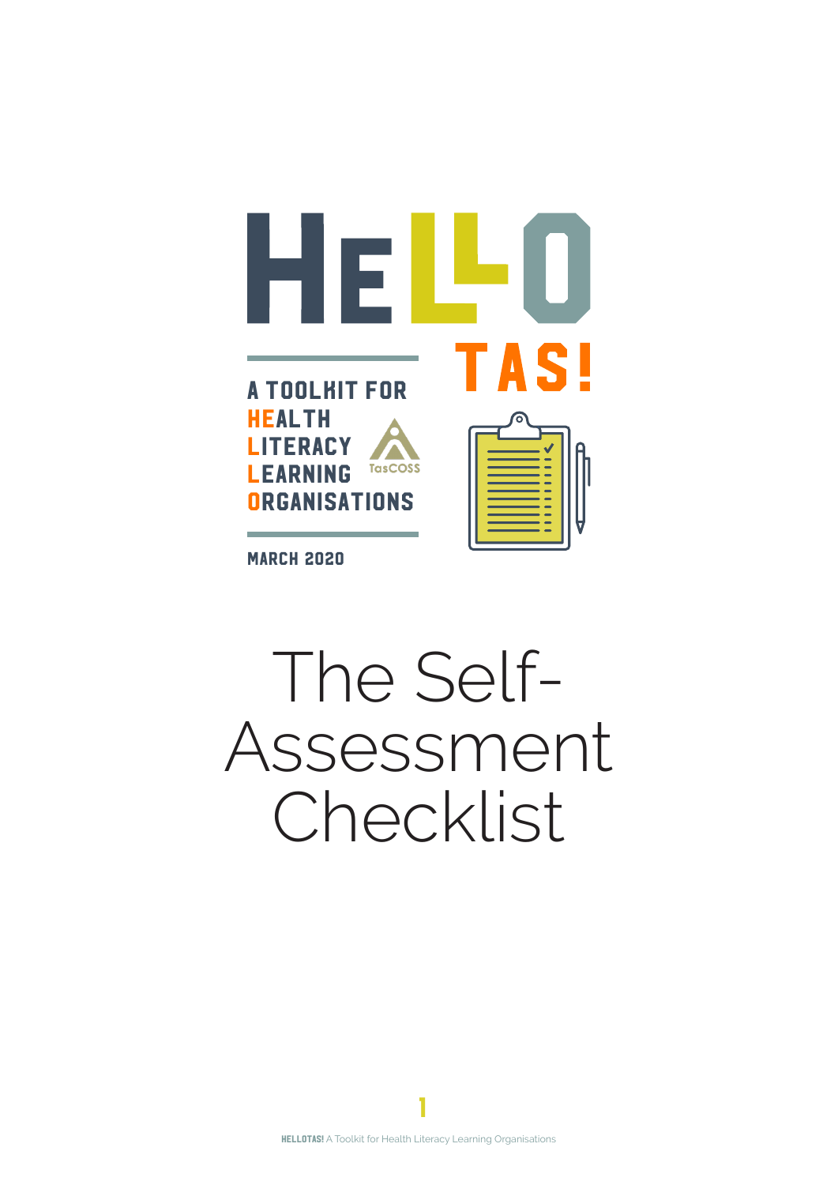# HELLO TAS!

A TOOLKIT FOR HEALTH LITERACY LEARNING ORGANISATIONS

TasCOSS

MARCH 2020

# The Self-Assessment Checklist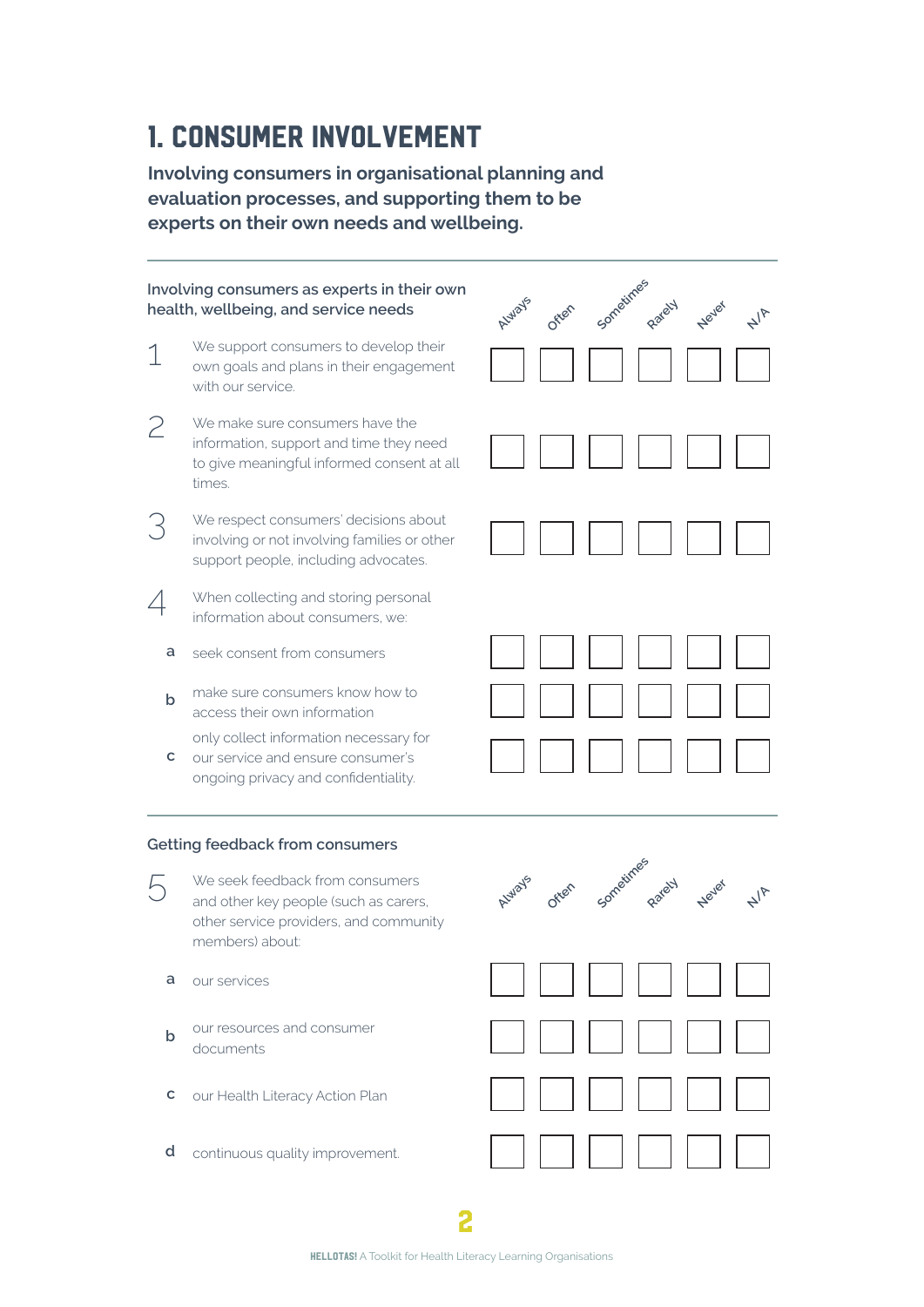# 1. CONSUMER INVOLVEMENT

**Involving consumers in organisational planning and evaluation processes, and supporting them to be experts on their own needs and wellbeing.**

| Involving consumers as experts in their own health, wellbeing, and service needs | | Always | Often | Sometimes | Rarely | Never | N/A |
|---|---|---|---|---|---|---|---|
| 1 | We support consumers to develop their own goals and plans in their engagement with our service. | ☐ | ☐ | ☐ | ☐ | ☐ | ☐ |
| 2 | We make sure consumers have the information, support and time they need to give meaningful informed consent at all times. | ☐ | ☐ | ☐ | ☐ | ☐ | ☐ |
| 3 | We respect consumers' decisions about involving or not involving families or other support people, including advocates. | ☐ | ☐ | ☐ | ☐ | ☐ | ☐ |
| 4 | When collecting and storing personal information about consumers, we: | | | | | | |
| a | seek consent from consumers | ☐ | ☐ | ☐ | ☐ | ☐ | ☐ |
| b | make sure consumers know how to access their own information | ☐ | ☐ | ☐ | ☐ | ☐ | ☐ |
| c | only collect information necessary for our service and ensure consumer's ongoing privacy and confidentiality. | ☐ | ☐ | ☐ | ☐ | ☐ | ☐ |

| Getting feedback from consumers | | Always | Often | Sometimes | Rarely | Never | N/A |
|---|---|---|---|---|---|---|---|
| 5 | We seek feedback from consumers and other key people (such as carers, other service providers, and community members) about: | | | | | | |
| a | our services | ☐ | ☐ | ☐ | ☐ | ☐ | ☐ |
| b | our resources and consumer documents | ☐ | ☐ | ☐ | ☐ | ☐ | ☐ |
| c | our Health Literacy Action Plan | ☐ | ☐ | ☐ | ☐ | ☐ | ☐ |
| d | continuous quality improvement. | ☐ | ☐ | ☐ | ☐ | ☐ | ☐ |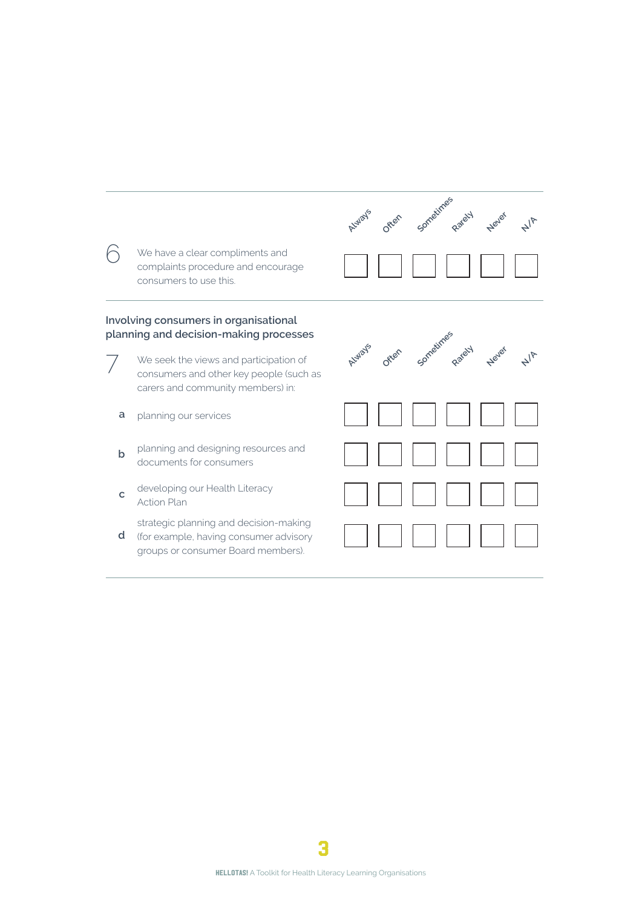| | | Always | Often | Sometimes | Rarely | Never | N/A |
|---|---|---|---|---|---|---|---|
| 6 | We have a clear compliments and complaints procedure and encourage consumers to use this. | ☐ | ☐ | ☐ | ☐ | ☐ | ☐ |

## Involving consumers in organisational planning and decision-making processes

| | | Always | Often | Sometimes | Rarely | Never | N/A |
|---|---|---|---|---|---|---|---|
| 7 | We seek the views and participation of consumers and other key people (such as carers and community members) in: | | | | | | |
| a | planning our services | ☐ | ☐ | ☐ | ☐ | ☐ | ☐ |
| b | planning and designing resources and documents for consumers | ☐ | ☐ | ☐ | ☐ | ☐ | ☐ |
| c | developing our Health Literacy Action Plan | ☐ | ☐ | ☐ | ☐ | ☐ | ☐ |
| d | strategic planning and decision-making (for example, having consumer advisory groups or consumer Board members). | ☐ | ☐ | ☐ | ☐ | ☐ | ☐ |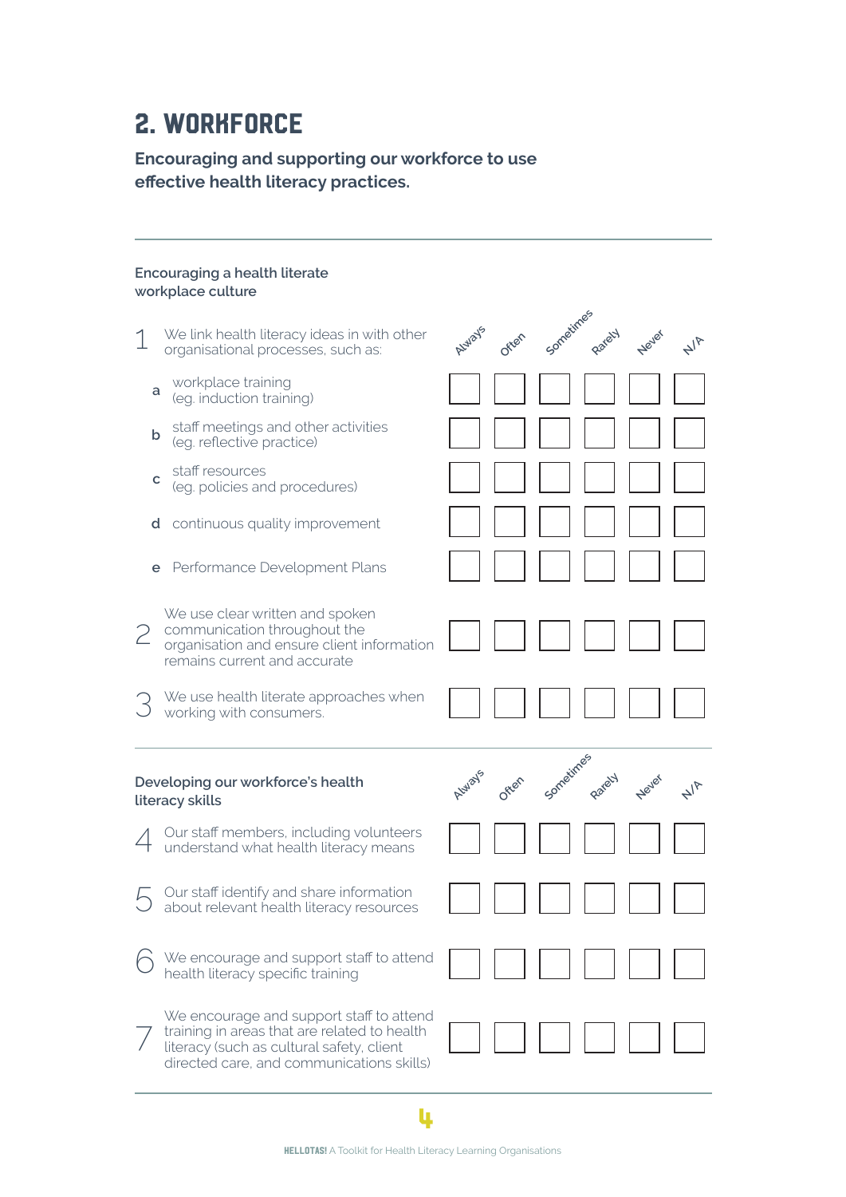## 2. WORKFORCE

**Encouraging and supporting our workforce to use effective health literacy practices.**

### Encouraging a health literate workplace culture

| | | Always | Often | Sometimes | Rarely | Never | N/A |
|---|---|---|---|---|---|---|---|
| 1 | We link health literacy ideas in with other organisational processes, such as: | | | | | | |
| a | workplace training (eg. induction training) | ☐ | ☐ | ☐ | ☐ | ☐ | ☐ |
| b | staff meetings and other activities (eg. reflective practice) | ☐ | ☐ | ☐ | ☐ | ☐ | ☐ |
| c | staff resources (eg. policies and procedures) | ☐ | ☐ | ☐ | ☐ | ☐ | ☐ |
| d | continuous quality improvement | ☐ | ☐ | ☐ | ☐ | ☐ | ☐ |
| e | Performance Development Plans | ☐ | ☐ | ☐ | ☐ | ☐ | ☐ |
| 2 | We use clear written and spoken communication throughout the organisation and ensure client information remains current and accurate | ☐ | ☐ | ☐ | ☐ | ☐ | ☐ |
| 3 | We use health literate approaches when working with consumers. | ☐ | ☐ | ☐ | ☐ | ☐ | ☐ |

### Developing our workforce's health literacy skills

| | | Always | Often | Sometimes | Rarely | Never | N/A |
|---|---|---|---|---|---|---|---|
| 4 | Our staff members, including volunteers understand what health literacy means | ☐ | ☐ | ☐ | ☐ | ☐ | ☐ |
| 5 | Our staff identify and share information about relevant health literacy resources | ☐ | ☐ | ☐ | ☐ | ☐ | ☐ |
| 6 | We encourage and support staff to attend health literacy specific training | ☐ | ☐ | ☐ | ☐ | ☐ | ☐ |
| 7 | We encourage and support staff to attend training in areas that are related to health literacy (such as cultural safety, client directed care, and communications skills) | ☐ | ☐ | ☐ | ☐ | ☐ | ☐ |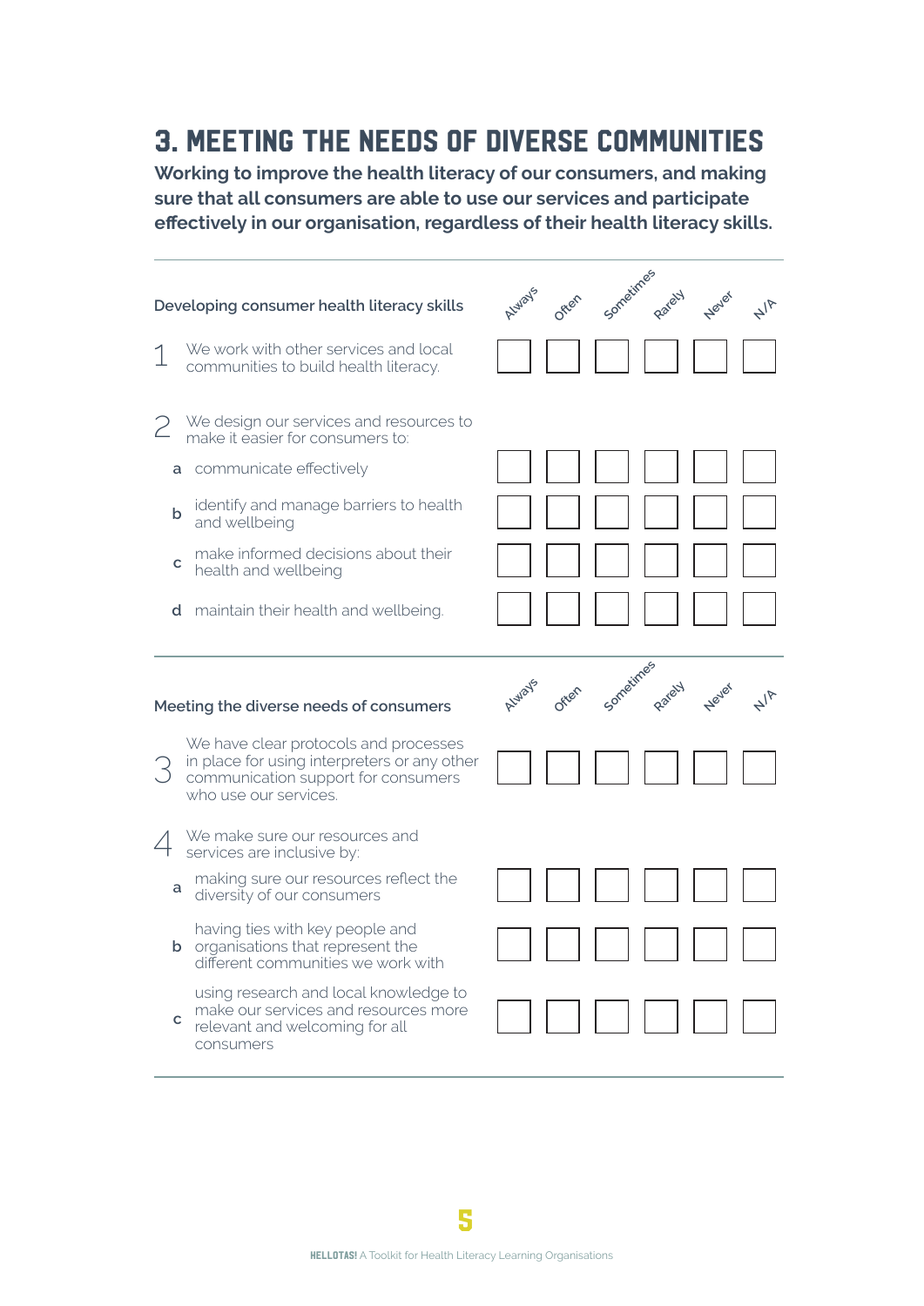# 3. MEETING THE NEEDS OF DIVERSE COMMUNITIES

**Working to improve the health literacy of our consumers, and making sure that all consumers are able to use our services and participate effectively in our organisation, regardless of their health literacy skills.**

| Developing consumer health literacy skills | Always | Often | Sometimes | Rarely | Never | N/A |
|---|---|---|---|---|---|---|
| 1 We work with other services and local communities to build health literacy. | | | | | | |
| 2 We design our services and resources to make it easier for consumers to: | | | | | | |
| a communicate effectively | | | | | | |
| b identify and manage barriers to health and wellbeing | | | | | | |
| c make informed decisions about their health and wellbeing | | | | | | |
| d maintain their health and wellbeing. | | | | | | |

| Meeting the diverse needs of consumers | Always | Often | Sometimes | Rarely | Never | N/A |
|---|---|---|---|---|---|---|
| 3 We have clear protocols and processes in place for using interpreters or any other communication support for consumers who use our services. | | | | | | |
| 4 We make sure our resources and services are inclusive by: | | | | | | |
| a making sure our resources reflect the diversity of our consumers | | | | | | |
| b having ties with key people and organisations that represent the different communities we work with | | | | | | |
| c using research and local knowledge to make our services and resources more relevant and welcoming for all consumers | | | | | | |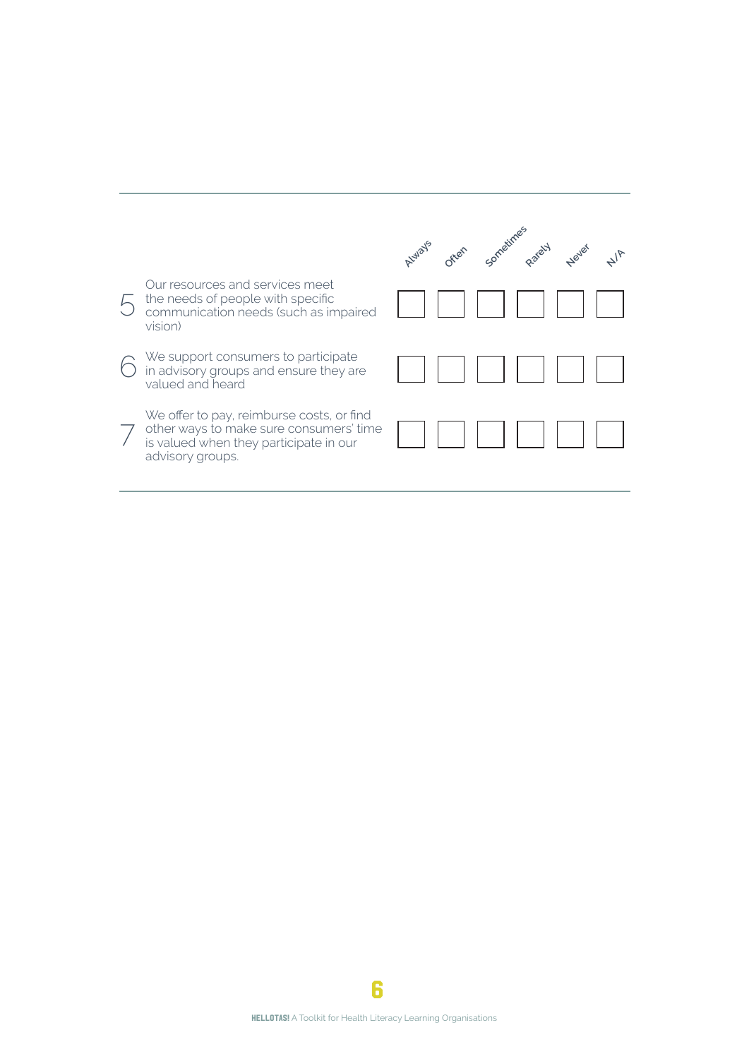| | | Always | Often | Sometimes | Rarely | Never | N/A |
|---|---|---|---|---|---|---|---|
| 5 | Our resources and services meet the needs of people with specific communication needs (such as impaired vision) | | | | | | |
| 6 | We support consumers to participate in advisory groups and ensure they are valued and heard | | | | | | |
| 7 | We offer to pay, reimburse costs, or find other ways to make sure consumers' time is valued when they participate in our advisory groups. | | | | | | |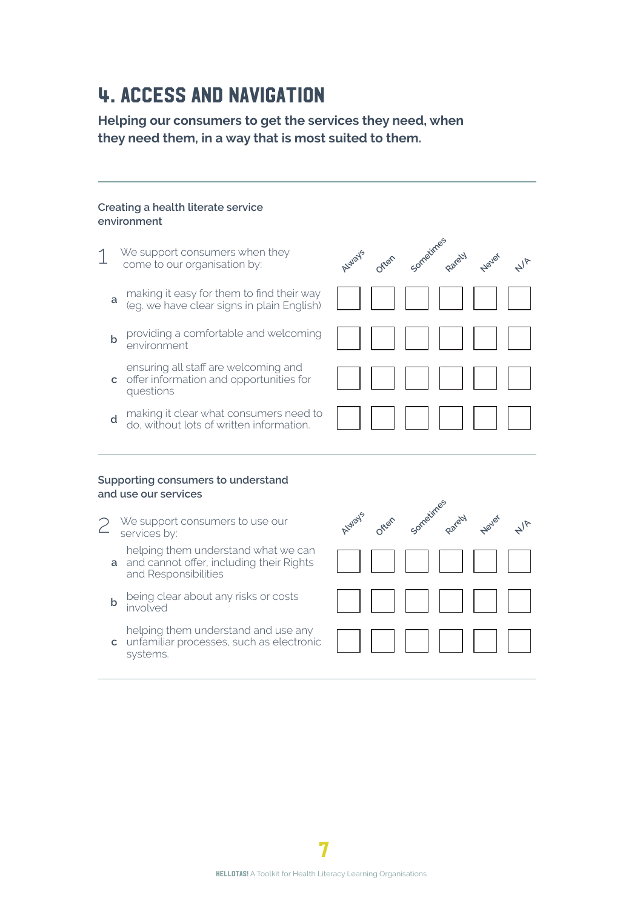# 4. ACCESS AND NAVIGATION

**Helping our consumers to get the services they need, when they need them, in a way that is most suited to them.**

---

### Creating a health literate service environment

| 1 We support consumers when they come to our organisation by: | Always | Often | Sometimes | Rarely | Never | N/A |
|---|---|---|---|---|---|---|
| **a** making it easy for them to find their way (eg. we have clear signs in plain English) | ☐ | ☐ | ☐ | ☐ | ☐ | ☐ |
| **b** providing a comfortable and welcoming environment | ☐ | ☐ | ☐ | ☐ | ☐ | ☐ |
| **c** ensuring all staff are welcoming and offer information and opportunities for questions | ☐ | ☐ | ☐ | ☐ | ☐ | ☐ |
| **d** making it clear what consumers need to do, without lots of written information. | ☐ | ☐ | ☐ | ☐ | ☐ | ☐ |

---

### Supporting consumers to understand and use our services

| 2 We support consumers to use our services by: | Always | Often | Sometimes | Rarely | Never | N/A |
|---|---|---|---|---|---|---|
| **a** helping them understand what we can and cannot offer, including their Rights and Responsibilities | ☐ | ☐ | ☐ | ☐ | ☐ | ☐ |
| **b** being clear about any risks or costs involved | ☐ | ☐ | ☐ | ☐ | ☐ | ☐ |
| **c** helping them understand and use any unfamiliar processes, such as electronic systems. | ☐ | ☐ | ☐ | ☐ | ☐ | ☐ |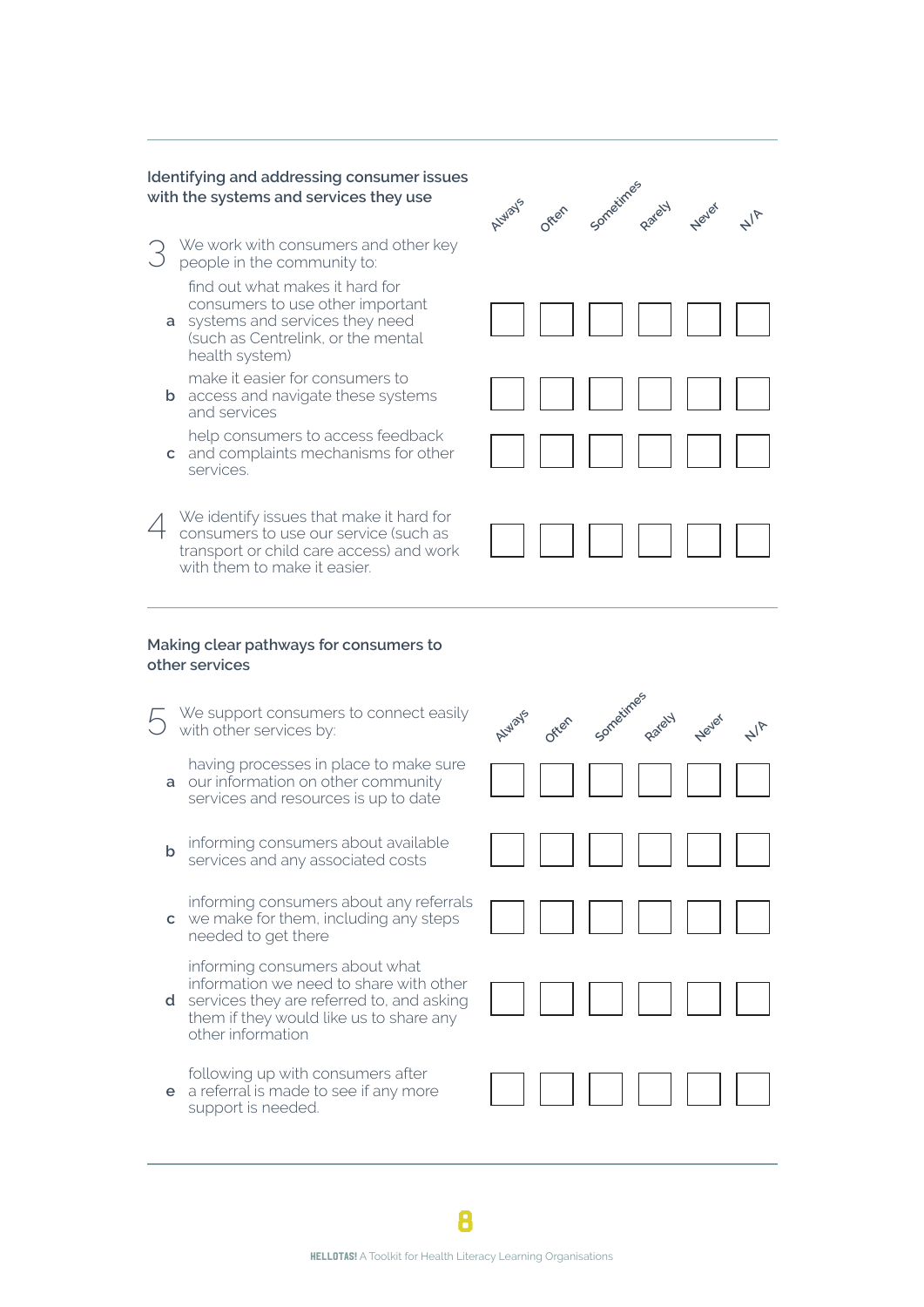### Identifying and addressing consumer issues with the systems and services they use

| | | Always | Often | Sometimes | Rarely | Never | N/A |
|---|---|---|---|---|---|---|---|
| **3** | We work with consumers and other key people in the community to: | | | | | | |
| a | find out what makes it hard for consumers to use other important systems and services they need (such as Centrelink, or the mental health system) | ☐ | ☐ | ☐ | ☐ | ☐ | ☐ |
| b | make it easier for consumers to access and navigate these systems and services | ☐ | ☐ | ☐ | ☐ | ☐ | ☐ |
| c | help consumers to access feedback and complaints mechanisms for other services. | ☐ | ☐ | ☐ | ☐ | ☐ | ☐ |
| **4** | We identify issues that make it hard for consumers to use our service (such as transport or child care access) and work with them to make it easier. | ☐ | ☐ | ☐ | ☐ | ☐ | ☐ |

### Making clear pathways for consumers to other services

| | | Always | Often | Sometimes | Rarely | Never | N/A |
|---|---|---|---|---|---|---|---|
| **5** | We support consumers to connect easily with other services by: | | | | | | |
| a | having processes in place to make sure our information on other community services and resources is up to date | ☐ | ☐ | ☐ | ☐ | ☐ | ☐ |
| b | informing consumers about available services and any associated costs | ☐ | ☐ | ☐ | ☐ | ☐ | ☐ |
| c | informing consumers about any referrals we make for them, including any steps needed to get there | ☐ | ☐ | ☐ | ☐ | ☐ | ☐ |
| d | informing consumers about what information we need to share with other services they are referred to, and asking them if they would like us to share any other information | ☐ | ☐ | ☐ | ☐ | ☐ | ☐ |
| e | following up with consumers after a referral is made to see if any more support is needed. | ☐ | ☐ | ☐ | ☐ | ☐ | ☐ |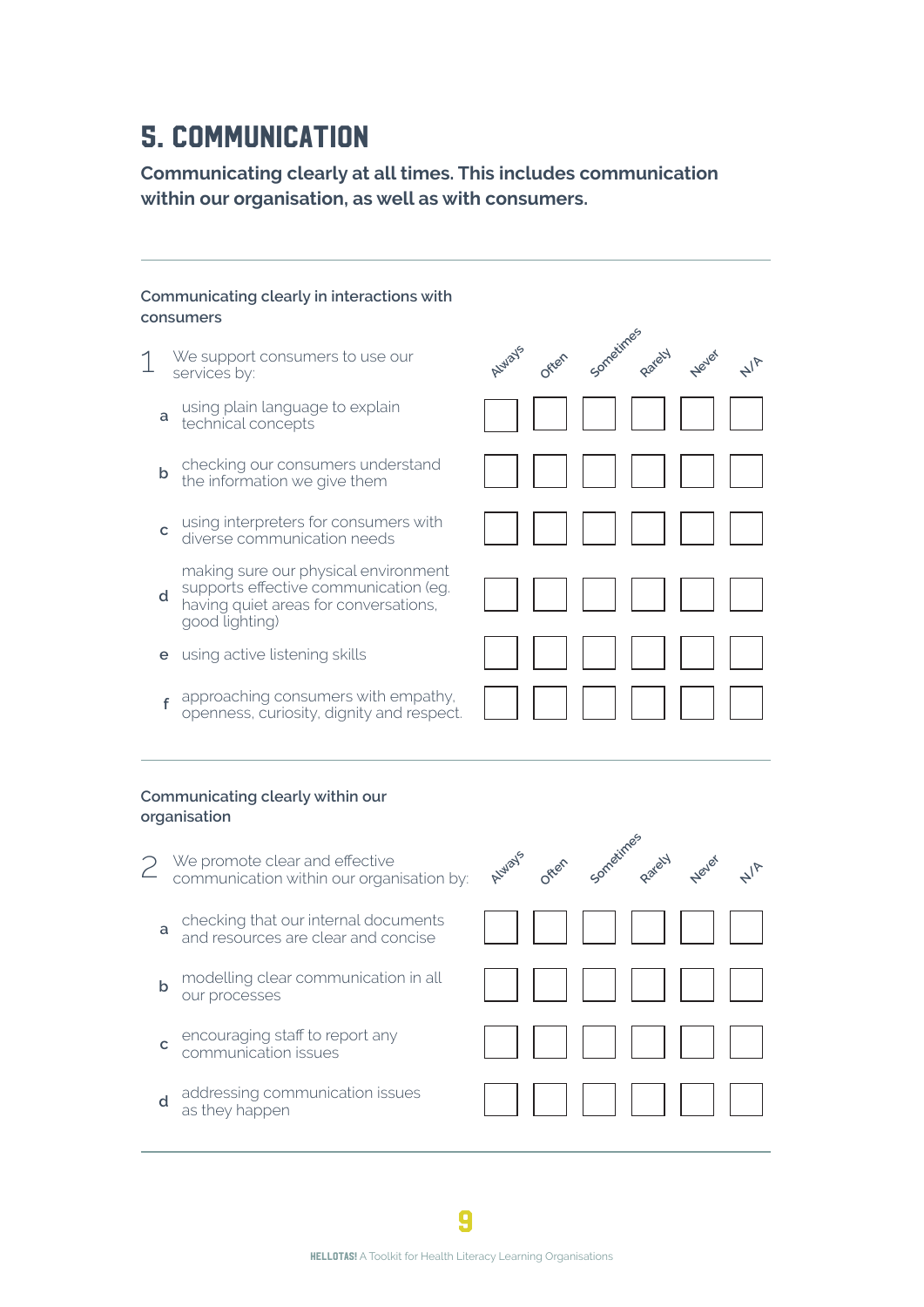# 5. COMMUNICATION

**Communicating clearly at all times. This includes communication within our organisation, as well as with consumers.**

---

### Communicating clearly in interactions with consumers

| 1 | We support consumers to use our services by: | Always | Often | Sometimes | Rarely | Never | N/A |
|---|---|---|---|---|---|---|---|
| a | using plain language to explain technical concepts | ☐ | ☐ | ☐ | ☐ | ☐ | ☐ |
| b | checking our consumers understand the information we give them | ☐ | ☐ | ☐ | ☐ | ☐ | ☐ |
| c | using interpreters for consumers with diverse communication needs | ☐ | ☐ | ☐ | ☐ | ☐ | ☐ |
| d | making sure our physical environment supports effective communication (eg. having quiet areas for conversations, good lighting) | ☐ | ☐ | ☐ | ☐ | ☐ | ☐ |
| e | using active listening skills | ☐ | ☐ | ☐ | ☐ | ☐ | ☐ |
| f | approaching consumers with empathy, openness, curiosity, dignity and respect. | ☐ | ☐ | ☐ | ☐ | ☐ | ☐ |

---

### Communicating clearly within our organisation

| 2 | We promote clear and effective communication within our organisation by: | Always | Often | Sometimes | Rarely | Never | N/A |
|---|---|---|---|---|---|---|---|
| a | checking that our internal documents and resources are clear and concise | ☐ | ☐ | ☐ | ☐ | ☐ | ☐ |
| b | modelling clear communication in all our processes | ☐ | ☐ | ☐ | ☐ | ☐ | ☐ |
| c | encouraging staff to report any communication issues | ☐ | ☐ | ☐ | ☐ | ☐ | ☐ |
| d | addressing communication issues as they happen | ☐ | ☐ | ☐ | ☐ | ☐ | ☐ |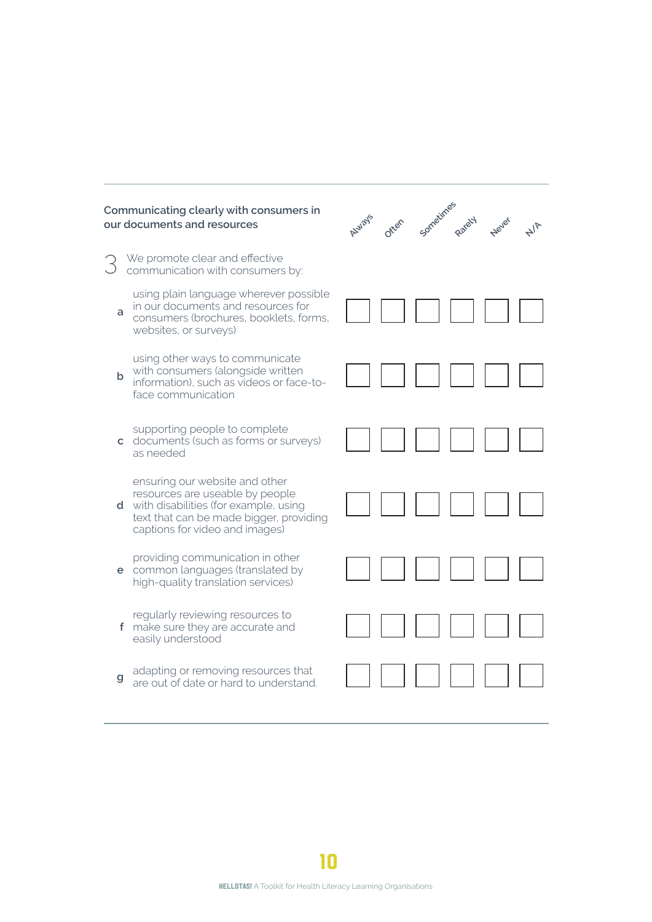| **Communicating clearly with consumers in our documents and resources** | Always | Often | Sometimes | Rarely | Never | N/A |
|---|---|---|---|---|---|---|
| **3** We promote clear and effective communication with consumers by: | | | | | | |
| **a** using plain language wherever possible in our documents and resources for consumers (brochures, booklets, forms, websites, or surveys) | ☐ | ☐ | ☐ | ☐ | ☐ | ☐ |
| **b** using other ways to communicate with consumers (alongside written information), such as videos or face-to-face communication | ☐ | ☐ | ☐ | ☐ | ☐ | ☐ |
| **c** supporting people to complete documents (such as forms or surveys) as needed | ☐ | ☐ | ☐ | ☐ | ☐ | ☐ |
| **d** ensuring our website and other resources are useable by people with disabilities (for example, using text that can be made bigger, providing captions for video and images) | ☐ | ☐ | ☐ | ☐ | ☐ | ☐ |
| **e** providing communication in other common languages (translated by high-quality translation services) | ☐ | ☐ | ☐ | ☐ | ☐ | ☐ |
| **f** regularly reviewing resources to make sure they are accurate and easily understood | ☐ | ☐ | ☐ | ☐ | ☐ | ☐ |
| **g** adapting or removing resources that are out of date or hard to understand. | ☐ | ☐ | ☐ | ☐ | ☐ | ☐ |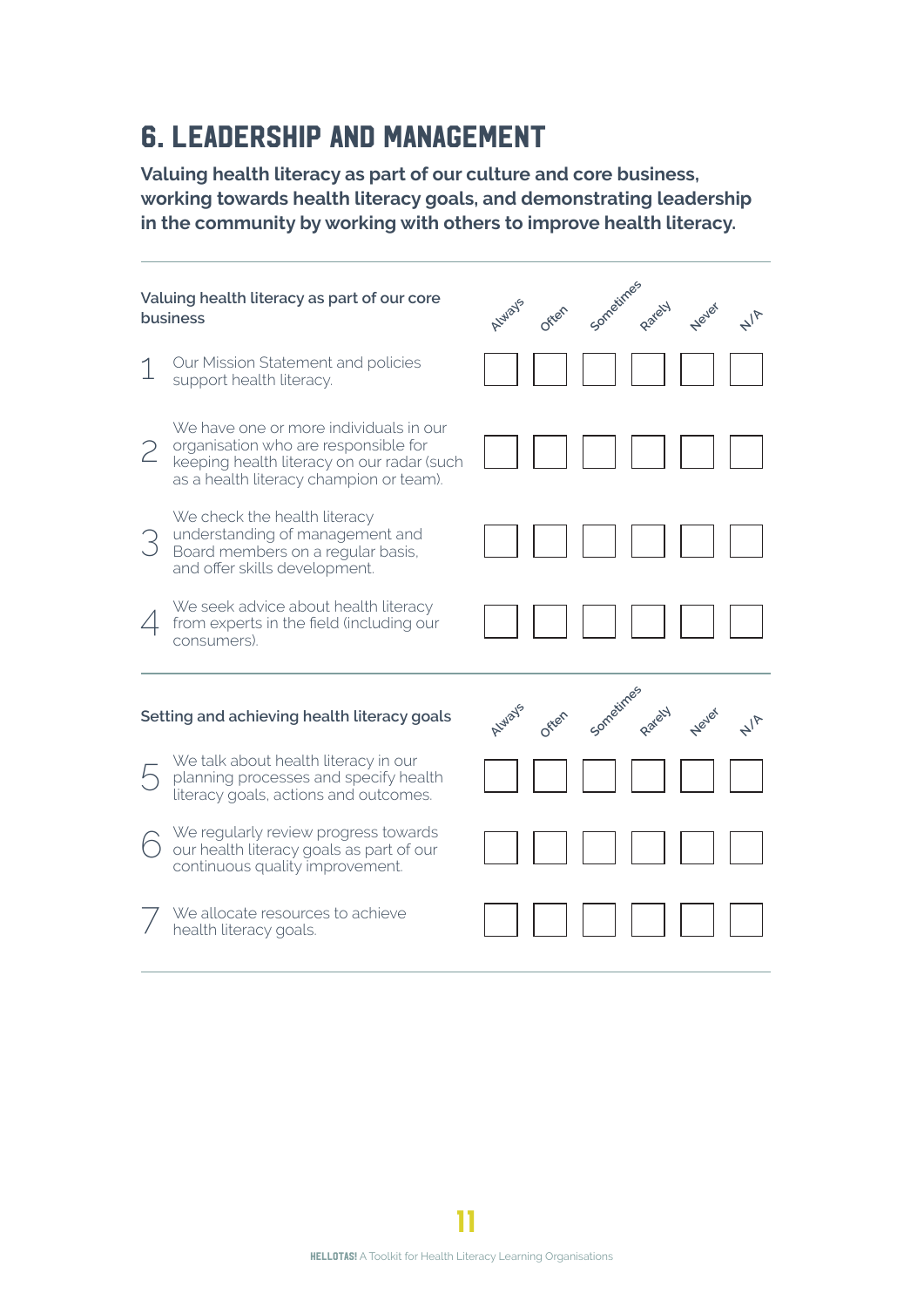# 6. LEADERSHIP AND MANAGEMENT

**Valuing health literacy as part of our culture and core business, working towards health literacy goals, and demonstrating leadership in the community by working with others to improve health literacy.**

| Valuing health literacy as part of our core business | Always | Often | Sometimes | Rarely | Never | N/A |
|---|---|---|---|---|---|---|
| 1 Our Mission Statement and policies support health literacy. | ☐ | ☐ | ☐ | ☐ | ☐ | ☐ |
| 2 We have one or more individuals in our organisation who are responsible for keeping health literacy on our radar (such as a health literacy champion or team). | ☐ | ☐ | ☐ | ☐ | ☐ | ☐ |
| 3 We check the health literacy understanding of management and Board members on a regular basis, and offer skills development. | ☐ | ☐ | ☐ | ☐ | ☐ | ☐ |
| 4 We seek advice about health literacy from experts in the field (including our consumers). | ☐ | ☐ | ☐ | ☐ | ☐ | ☐ |

| Setting and achieving health literacy goals | Always | Often | Sometimes | Rarely | Never | N/A |
|---|---|---|---|---|---|---|
| 5 We talk about health literacy in our planning processes and specify health literacy goals, actions and outcomes. | ☐ | ☐ | ☐ | ☐ | ☐ | ☐ |
| 6 We regularly review progress towards our health literacy goals as part of our continuous quality improvement. | ☐ | ☐ | ☐ | ☐ | ☐ | ☐ |
| 7 We allocate resources to achieve health literacy goals. | ☐ | ☐ | ☐ | ☐ | ☐ | ☐ |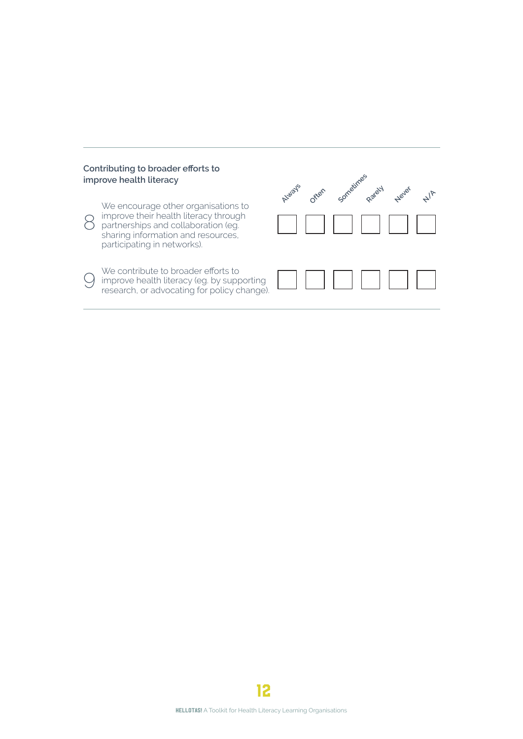#### Contributing to broader efforts to improve health literacy

| | | Always | Often | Sometimes | Rarely | Never | N/A |
|---|---|---|---|---|---|---|---|
| 8 | We encourage other organisations to improve their health literacy through partnerships and collaboration (eg. sharing information and resources, participating in networks). | ☐ | ☐ | ☐ | ☐ | ☐ | ☐ |
| 9 | We contribute to broader efforts to improve health literacy (eg. by supporting research, or advocating for policy change). | ☐ | ☐ | ☐ | ☐ | ☐ | ☐ |